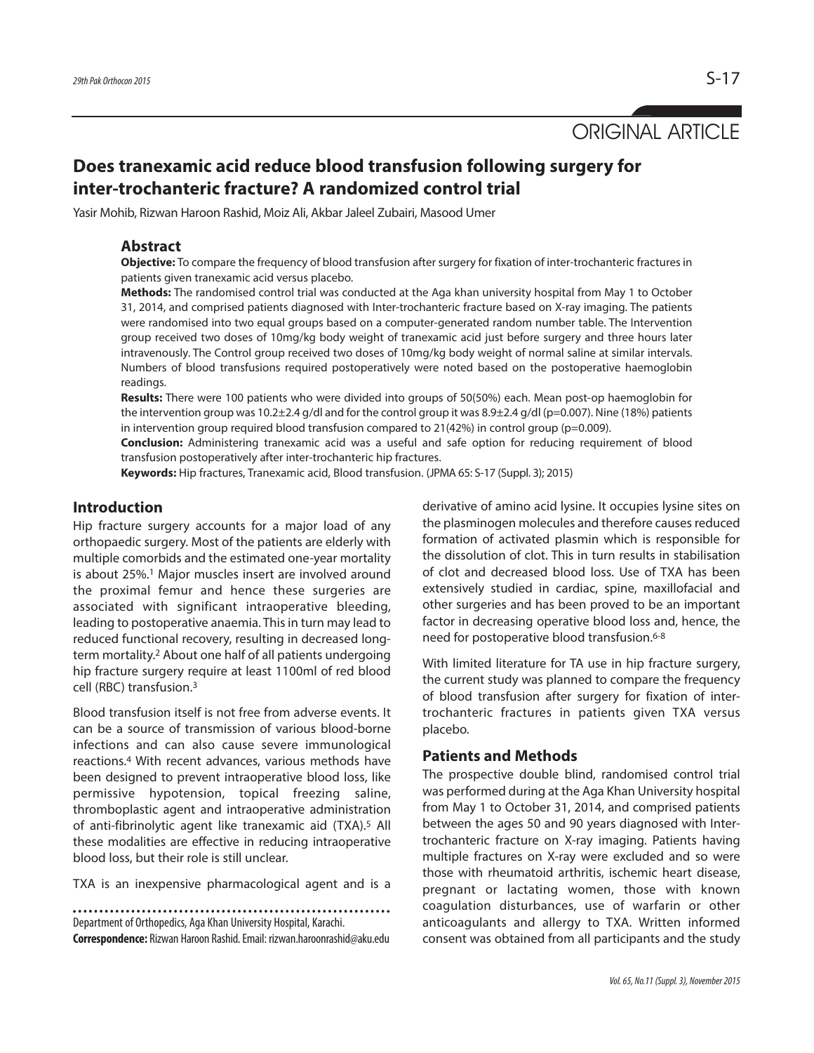ORIGINAL ARTICLE

# Does tranexamic acid reduce blood transfusion following surgery for inter-trochanteric fracture? A randomized control trial

Yasir Mohib, Rizwan Haroon Rashid, Moiz Ali, Akbar Jaleel Zubairi, Masood Umer

## Abstract

**Objective:** To compare the frequency of blood transfusion after surgery for fixation of inter-trochanteric fractures in patients given tranexamic acid versus placebo.

**Methods:** The randomised control trial was conducted at the Aga khan university hospital from May 1 to October 31, 2014, and comprised patients diagnosed with Inter-trochanteric fracture based on X-ray imaging. The patients were randomised into two equal groups based on a computer-generated random number table. The Intervention group received two doses of 10mg/kg body weight of tranexamic acid just before surgery and three hours later intravenously. The Control group received two doses of 10mg/kg body weight of normal saline at similar intervals. Numbers of blood transfusions required postoperatively were noted based on the postoperative haemoglobin readings.

**Results:** There were 100 patients who were divided into groups of 50(50%) each. Mean post-op haemoglobin for the intervention group was 10.2±2.4 g/dl and for the control group it was 8.9±2.4 g/dl (p=0.007). Nine (18%) patients in intervention group required blood transfusion compared to 21(42%) in control group (p=0.009).

**Conclusion:** Administering tranexamic acid was a useful and safe option for reducing requirement of blood transfusion postoperatively after inter-trochanteric hip fractures.

**Keywords:** Hip fractures, Tranexamic acid, Blood transfusion. (JPMA 65: S-17 (Suppl. 3); 2015)

## Introduction

Hip fracture surgery accounts for a major load of any orthopaedic surgery. Most of the patients are elderly with multiple comorbids and the estimated one-year mortality is about 25%.[1] Major muscles insert are involved around the proximal femur and hence these surgeries are associated with significant intraoperative bleeding, leading to postoperative anaemia. This in turn may lead to reduced functional recovery, resulting in decreased long-term mortality.[2] About one half of all patients undergoing hip fracture surgery require at least 1100ml of red blood cell (RBC) transfusion.[3]

Blood transfusion itself is not free from adverse events. It can be a source of transmission of various blood-borne infections and can also cause severe immunological reactions.[4] With recent advances, various methods have been designed to prevent intraoperative blood loss, like permissive hypotension, topical freezing saline, thromboplastic agent and intraoperative administration of anti-fibrinolytic agent like tranexamic aid (TXA).[5] All these modalities are effective in reducing intraoperative blood loss, but their role is still unclear.

TXA is an inexpensive pharmacological agent and is a derivative of amino acid lysine. It occupies lysine sites on the plasminogen molecules and therefore causes reduced formation of activated plasmin which is responsible for the dissolution of clot. This in turn results in stabilisation of clot and decreased blood loss. Use of TXA has been extensively studied in cardiac, spine, maxillofacial and other surgeries and has been proved to be an important factor in decreasing operative blood loss and, hence, the need for postoperative blood transfusion.[6-8]

With limited literature for TA use in hip fracture surgery, the current study was planned to compare the frequency of blood transfusion after surgery for fixation of inter-trochanteric fractures in patients given TXA versus placebo.

## Patients and Methods

The prospective double blind, randomised control trial was performed during at the Aga Khan University hospital from May 1 to October 31, 2014, and comprised patients between the ages 50 and 90 years diagnosed with Inter-trochanteric fracture on X-ray imaging. Patients having multiple fractures on X-ray were excluded and so were those with rheumatoid arthritis, ischemic heart disease, pregnant or lactating women, those with known coagulation disturbances, use of warfarin or other anticoagulants and allergy to TXA. Written informed consent was obtained from all participants and the study

Department of Orthopedics, Aga Khan University Hospital, Karachi.

**Correspondence:** Rizwan Haroon Rashid. Email: rizwan.haroonrashid@aku.edu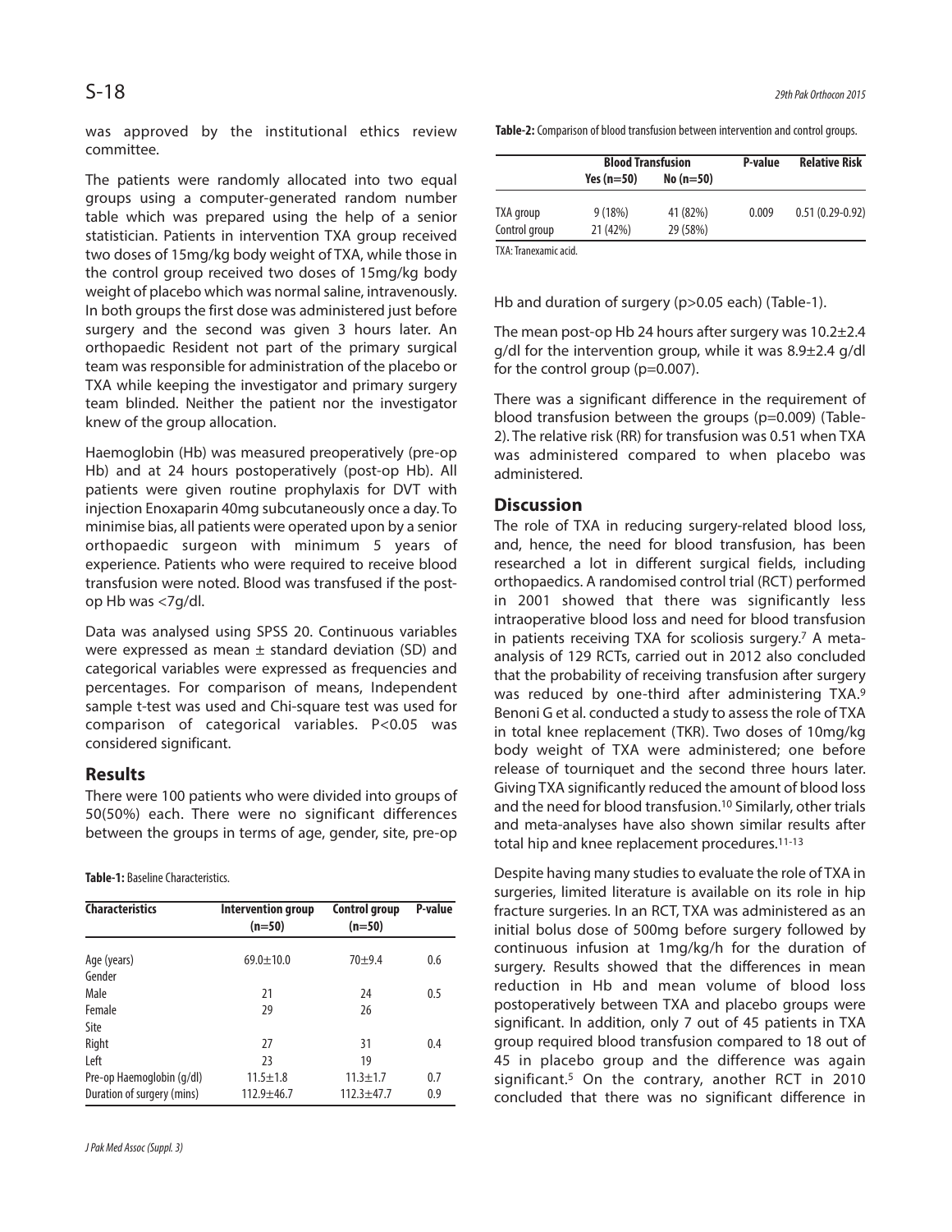was approved by the institutional ethics review committee.

The patients were randomly allocated into two equal groups using a computer-generated random number table which was prepared using the help of a senior statistician. Patients in intervention TXA group received two doses of 15mg/kg body weight of TXA, while those in the control group received two doses of 15mg/kg body weight of placebo which was normal saline, intravenously. In both groups the first dose was administered just before surgery and the second was given 3 hours later. An orthopaedic Resident not part of the primary surgical team was responsible for administration of the placebo or TXA while keeping the investigator and primary surgery team blinded. Neither the patient nor the investigator knew of the group allocation.

Haemoglobin (Hb) was measured preoperatively (pre-op Hb) and at 24 hours postoperatively (post-op Hb). All patients were given routine prophylaxis for DVT with injection Enoxaparin 40mg subcutaneously once a day. To minimise bias, all patients were operated upon by a senior orthopaedic surgeon with minimum 5 years of experience. Patients who were required to receive blood transfusion were noted. Blood was transfused if the post-op Hb was <7g/dl.

Data was analysed using SPSS 20. Continuous variables were expressed as mean ± standard deviation (SD) and categorical variables were expressed as frequencies and percentages. For comparison of means, Independent sample t-test was used and Chi-square test was used for comparison of categorical variables. P<0.05 was considered significant.

## Results

There were 100 patients who were divided into groups of 50(50%) each. There were no significant differences between the groups in terms of age, gender, site, pre-op Hb and duration of surgery (p>0.05 each) (Table-1).

**Table-1:** Baseline Characteristics.

| Characteristics | Intervention group (n=50) | Control group (n=50) | P-value |
|---|---|---|---|
| Age (years) | 69.0±10.0 | 70±9.4 | 0.6 |
| Gender | | | |
| Male | 21 | 24 | 0.5 |
| Female | 29 | 26 | |
| Site | | | |
| Right | 27 | 31 | 0.4 |
| Left | 23 | 19 | |
| Pre-op Haemoglobin (g/dl) | 11.5±1.8 | 11.3±1.7 | 0.7 |
| Duration of surgery (mins) | 112.9±46.7 | 112.3±47.7 | 0.9 |

The mean post-op Hb 24 hours after surgery was 10.2±2.4 g/dl for the intervention group, while it was 8.9±2.4 g/dl for the control group (p=0.007).

There was a significant difference in the requirement of blood transfusion between the groups (p=0.009) (Table-2). The relative risk (RR) for transfusion was 0.51 when TXA was administered compared to when placebo was administered.

**Table-2:** Comparison of blood transfusion between intervention and control groups.

| | Blood Transfusion | | P-value | Relative Risk |
|---|---|---|---|---|
| | Yes (n=50) | No (n=50) | | |
| TXA group | 9 (18%) | 41 (82%) | 0.009 | 0.51 (0.29-0.92) |
| Control group | 21 (42%) | 29 (58%) | | |

TXA: Tranexamic acid.

## Discussion

The role of TXA in reducing surgery-related blood loss, and, hence, the need for blood transfusion, has been researched a lot in different surgical fields, including orthopaedics. A randomised control trial (RCT) performed in 2001 showed that there was significantly less intraoperative blood loss and need for blood transfusion in patients receiving TXA for scoliosis surgery.[7] A meta-analysis of 129 RCTs, carried out in 2012 also concluded that the probability of receiving transfusion after surgery was reduced by one-third after administering TXA.[9] Benoni G et al. conducted a study to assess the role of TXA in total knee replacement (TKR). Two doses of 10mg/kg body weight of TXA were administered; one before release of tourniquet and the second three hours later. Giving TXA significantly reduced the amount of blood loss and the need for blood transfusion.[10] Similarly, other trials and meta-analyses have also shown similar results after total hip and knee replacement procedures.[11-13]

Despite having many studies to evaluate the role of TXA in surgeries, limited literature is available on its role in hip fracture surgeries. In an RCT, TXA was administered as an initial bolus dose of 500mg before surgery followed by continuous infusion at 1mg/kg/h for the duration of surgery. Results showed that the differences in mean reduction in Hb and mean volume of blood loss postoperatively between TXA and placebo groups were significant. In addition, only 7 out of 45 patients in TXA group required blood transfusion compared to 18 out of 45 in placebo group and the difference was again significant.[5] On the contrary, another RCT in 2010 concluded that there was no significant difference in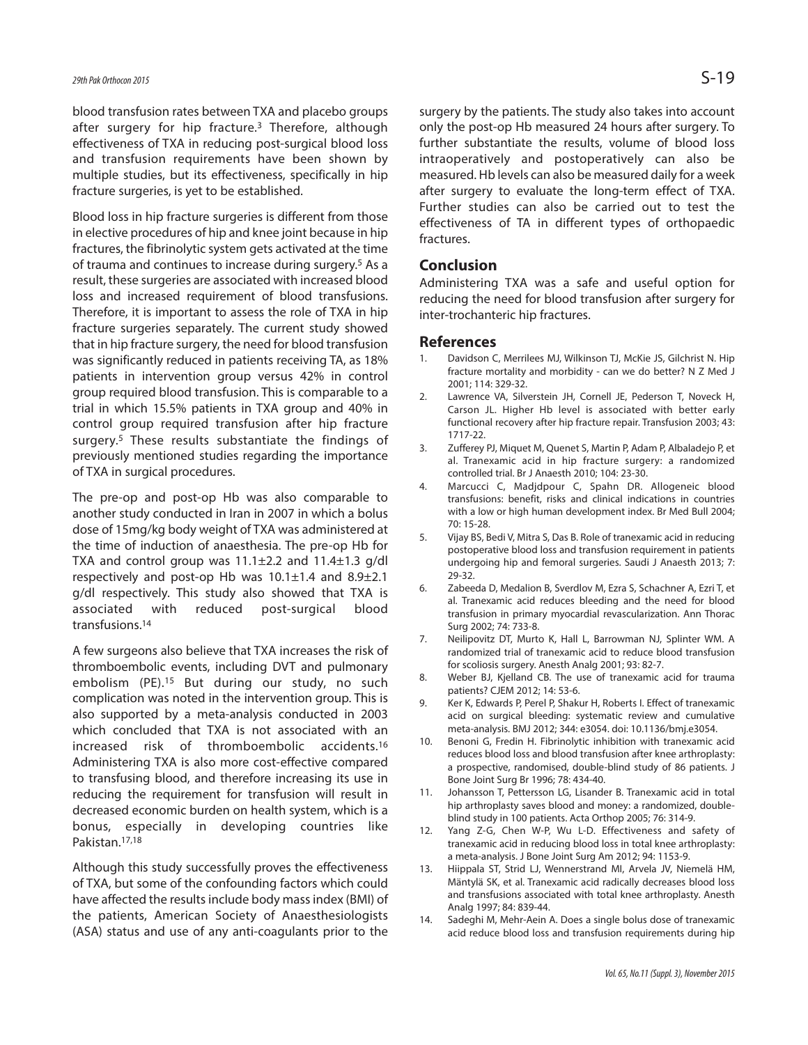blood transfusion rates between TXA and placebo groups after surgery for hip fracture.[3] Therefore, although effectiveness of TXA in reducing post-surgical blood loss and transfusion requirements have been shown by multiple studies, but its effectiveness, specifically in hip fracture surgeries, is yet to be established.

Blood loss in hip fracture surgeries is different from those in elective procedures of hip and knee joint because in hip fractures, the fibrinolytic system gets activated at the time of trauma and continues to increase during surgery.[5] As a result, these surgeries are associated with increased blood loss and increased requirement of blood transfusions. Therefore, it is important to assess the role of TXA in hip fracture surgeries separately. The current study showed that in hip fracture surgery, the need for blood transfusion was significantly reduced in patients receiving TA, as 18% patients in intervention group versus 42% in control group required blood transfusion. This is comparable to a trial in which 15.5% patients in TXA group and 40% in control group required transfusion after hip fracture surgery.[5] These results substantiate the findings of previously mentioned studies regarding the importance of TXA in surgical procedures.

The pre-op and post-op Hb was also comparable to another study conducted in Iran in 2007 in which a bolus dose of 15mg/kg body weight of TXA was administered at the time of induction of anaesthesia. The pre-op Hb for TXA and control group was 11.1±2.2 and 11.4±1.3 g/dl respectively and post-op Hb was 10.1±1.4 and 8.9±2.1 g/dl respectively. This study also showed that TXA is associated with reduced post-surgical blood transfusions.[14]

A few surgeons also believe that TXA increases the risk of thromboembolic events, including DVT and pulmonary embolism (PE).[15] But during our study, no such complication was noted in the intervention group. This is also supported by a meta-analysis conducted in 2003 which concluded that TXA is not associated with an increased risk of thromboembolic accidents.[16] Administering TXA is also more cost-effective compared to transfusing blood, and therefore increasing its use in reducing the requirement for transfusion will result in decreased economic burden on health system, which is a bonus, especially in developing countries like Pakistan.[17,18]

Although this study successfully proves the effectiveness of TXA, but some of the confounding factors which could have affected the results include body mass index (BMI) of the patients, American Society of Anaesthesiologists (ASA) status and use of any anti-coagulants prior to the surgery by the patients. The study also takes into account only the post-op Hb measured 24 hours after surgery. To further substantiate the results, volume of blood loss intraoperatively and postoperatively can also be measured. Hb levels can also be measured daily for a week after surgery to evaluate the long-term effect of TXA. Further studies can also be carried out to test the effectiveness of TA in different types of orthopaedic fractures.

## Conclusion

Administering TXA was a safe and useful option for reducing the need for blood transfusion after surgery for inter-trochanteric hip fractures.

## References

1. Davidson C, Merrilees MJ, Wilkinson TJ, McKie JS, Gilchrist N. Hip fracture mortality and morbidity - can we do better? N Z Med J 2001; 114: 329-32.
2. Lawrence VA, Silverstein JH, Cornell JE, Pederson T, Noveck H, Carson JL. Higher Hb level is associated with better early functional recovery after hip fracture repair. Transfusion 2003; 43: 1717-22.
3. Zufferey PJ, Miquet M, Quenet S, Martin P, Adam P, Albaladejo P, et al. Tranexamic acid in hip fracture surgery: a randomized controlled trial. Br J Anaesth 2010; 104: 23-30.
4. Marcucci C, Madjdpour C, Spahn DR. Allogeneic blood transfusions: benefit, risks and clinical indications in countries with a low or high human development index. Br Med Bull 2004; 70: 15-28.
5. Vijay BS, Bedi V, Mitra S, Das B. Role of tranexamic acid in reducing postoperative blood loss and transfusion requirement in patients undergoing hip and femoral surgeries. Saudi J Anaesth 2013; 7: 29-32.
6. Zabeeda D, Medalion B, Sverdlov M, Ezra S, Schachner A, Ezri T, et al. Tranexamic acid reduces bleeding and the need for blood transfusion in primary myocardial revascularization. Ann Thorac Surg 2002; 74: 733-8.
7. Neilipovitz DT, Murto K, Hall L, Barrowman NJ, Splinter WM. A randomized trial of tranexamic acid to reduce blood transfusion for scoliosis surgery. Anesth Analg 2001; 93: 82-7.
8. Weber BJ, Kjelland CB. The use of tranexamic acid for trauma patients? CJEM 2012; 14: 53-6.
9. Ker K, Edwards P, Perel P, Shakur H, Roberts I. Effect of tranexamic acid on surgical bleeding: systematic review and cumulative meta-analysis. BMJ 2012; 344: e3054. doi: 10.1136/bmj.e3054.
10. Benoni G, Fredin H. Fibrinolytic inhibition with tranexamic acid reduces blood loss and blood transfusion after knee arthroplasty: a prospective, randomised, double-blind study of 86 patients. J Bone Joint Surg Br 1996; 78: 434-40.
11. Johansson T, Pettersson LG, Lisander B. Tranexamic acid in total hip arthroplasty saves blood and money: a randomized, double-blind study in 100 patients. Acta Orthop 2005; 76: 314-9.
12. Yang Z-G, Chen W-P, Wu L-D. Effectiveness and safety of tranexamic acid in reducing blood loss in total knee arthroplasty: a meta-analysis. J Bone Joint Surg Am 2012; 94: 1153-9.
13. Hiippala ST, Strid LJ, Wennerstrand MI, Arvela JV, Niemelä HM, Mäntylä SK, et al. Tranexamic acid radically decreases blood loss and transfusions associated with total knee arthroplasty. Anesth Analg 1997; 84: 839-44.
14. Sadeghi M, Mehr-Aein A. Does a single bolus dose of tranexamic acid reduce blood loss and transfusion requirements during hip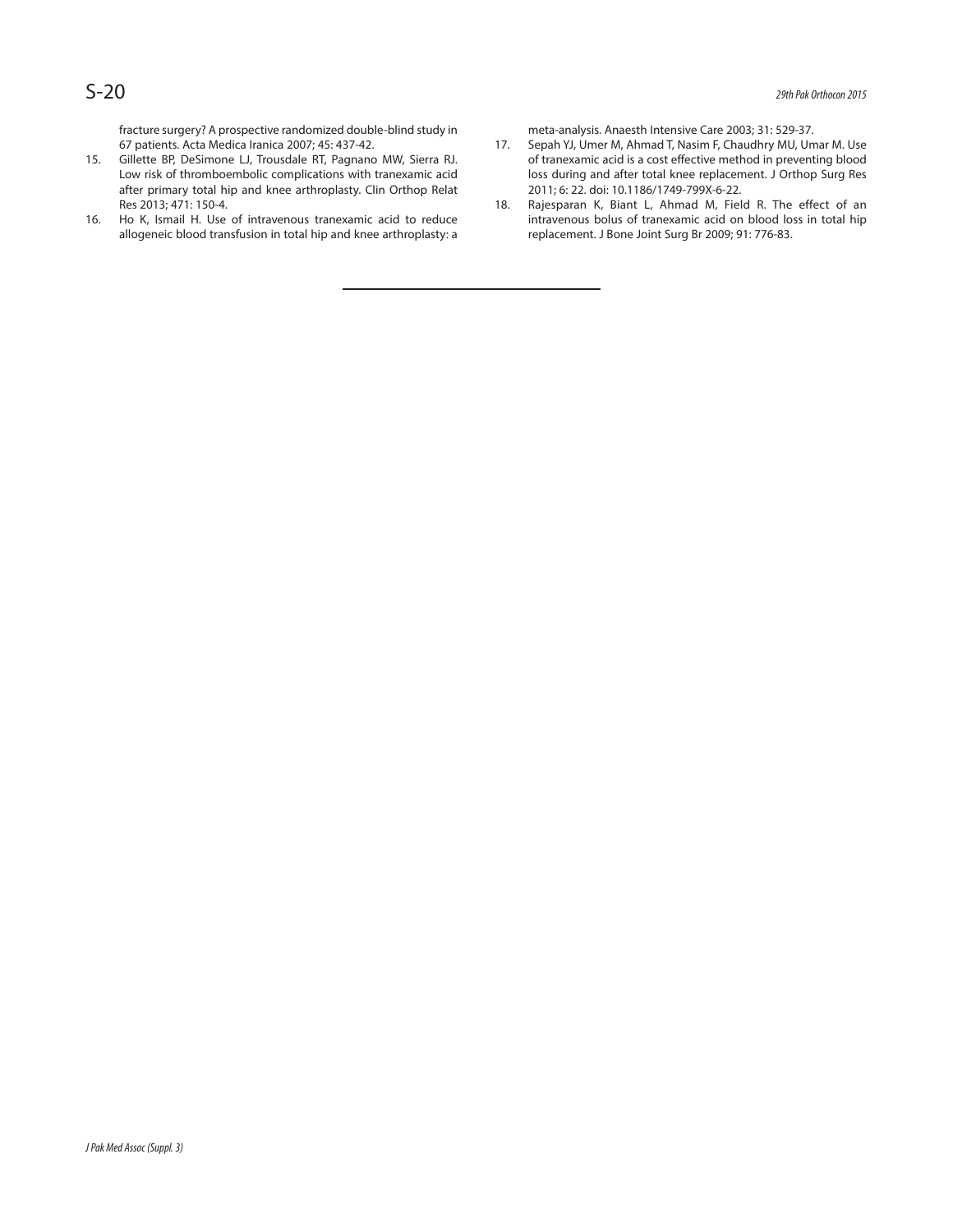fracture surgery? A prospective randomized double-blind study in 67 patients. Acta Medica Iranica 2007; 45: 437-42.

15. Gillette BP, DeSimone LJ, Trousdale RT, Pagnano MW, Sierra RJ. Low risk of thromboembolic complications with tranexamic acid after primary total hip and knee arthroplasty. Clin Orthop Relat Res 2013; 471: 150-4.
16. Ho K, Ismail H. Use of intravenous tranexamic acid to reduce allogeneic blood transfusion in total hip and knee arthroplasty: a meta-analysis. Anaesth Intensive Care 2003; 31: 529-37.
17. Sepah YJ, Umer M, Ahmad T, Nasim F, Chaudhry MU, Umar M. Use of tranexamic acid is a cost effective method in preventing blood loss during and after total knee replacement. J Orthop Surg Res 2011; 6: 22. doi: 10.1186/1749-799X-6-22.
18. Rajesparan K, Biant L, Ahmad M, Field R. The effect of an intravenous bolus of tranexamic acid on blood loss in total hip replacement. J Bone Joint Surg Br 2009; 91: 776-83.